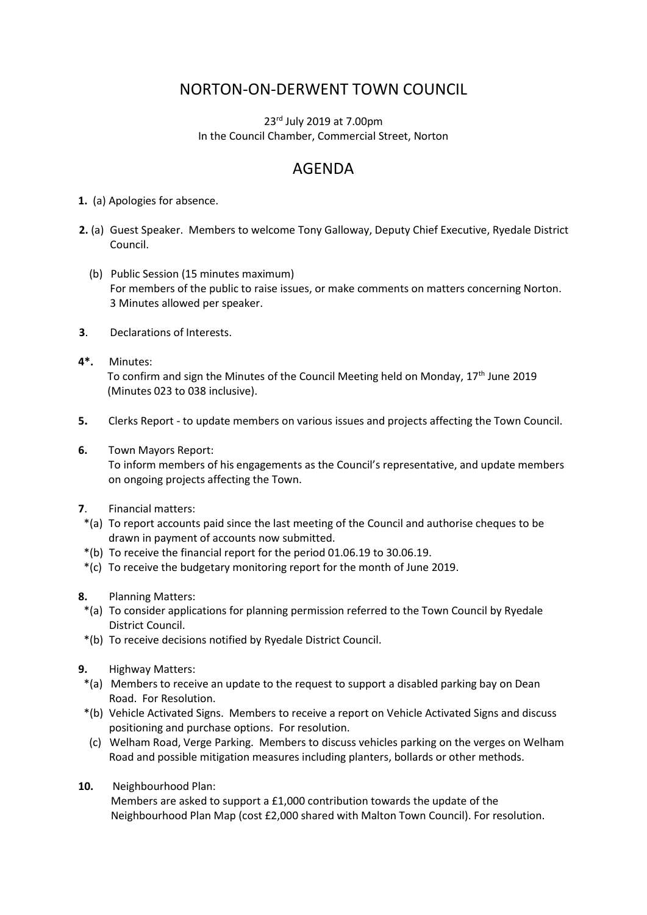# NORTON-ON-DERWENT TOWN COUNCIL

23rd July 2019 at 7.00pm
In the Council Chamber, Commercial Street, Norton

## AGENDA

**1.** (a) Apologies for absence.

**2.** (a) Guest Speaker. Members to welcome Tony Galloway, Deputy Chief Executive, Ryedale District Council.

(b) Public Session (15 minutes maximum)
For members of the public to raise issues, or make comments on matters concerning Norton. 3 Minutes allowed per speaker.

**3**. Declarations of Interests.

**4*.** Minutes:
To confirm and sign the Minutes of the Council Meeting held on Monday, 17th June 2019 (Minutes 023 to 038 inclusive).

**5.** Clerks Report - to update members on various issues and projects affecting the Town Council.

**6.** Town Mayors Report:
To inform members of his engagements as the Council's representative, and update members on ongoing projects affecting the Town.

**7**. Financial matters:

*(a) To report accounts paid since the last meeting of the Council and authorise cheques to be drawn in payment of accounts now submitted.
*(b) To receive the financial report for the period 01.06.19 to 30.06.19.
*(c) To receive the budgetary monitoring report for the month of June 2019.

**8.** Planning Matters:

*(a) To consider applications for planning permission referred to the Town Council by Ryedale District Council.
*(b) To receive decisions notified by Ryedale District Council.

**9.** Highway Matters:

*(a) Members to receive an update to the request to support a disabled parking bay on Dean Road. For Resolution.
*(b) Vehicle Activated Signs. Members to receive a report on Vehicle Activated Signs and discuss positioning and purchase options. For resolution.
(c) Welham Road, Verge Parking. Members to discuss vehicles parking on the verges on Welham Road and possible mitigation measures including planters, bollards or other methods.

**10.** Neighbourhood Plan:
Members are asked to support a £1,000 contribution towards the update of the Neighbourhood Plan Map (cost £2,000 shared with Malton Town Council). For resolution.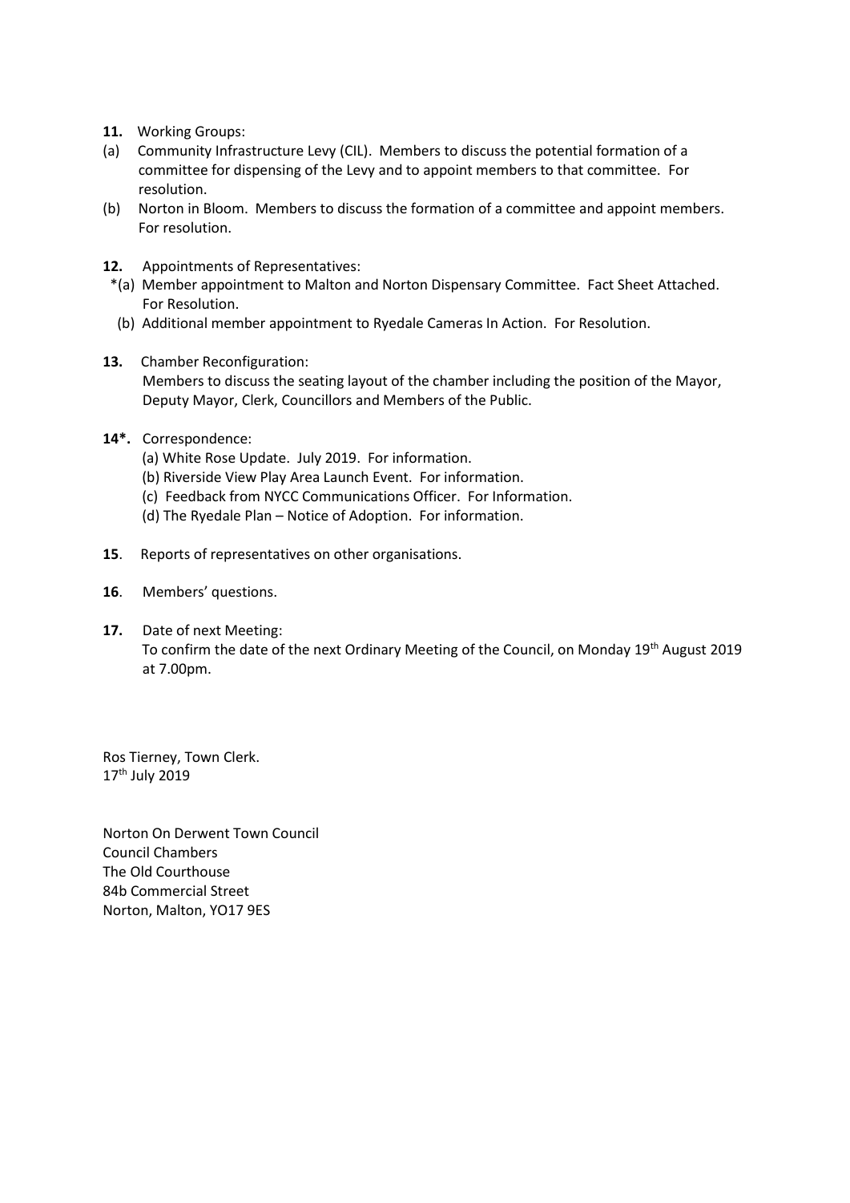**11.** Working Groups:

(a) Community Infrastructure Levy (CIL). Members to discuss the potential formation of a committee for dispensing of the Levy and to appoint members to that committee. For resolution.

(b) Norton in Bloom. Members to discuss the formation of a committee and appoint members. For resolution.

**12.** Appointments of Representatives:

*(a) Member appointment to Malton and Norton Dispensary Committee. Fact Sheet Attached. For Resolution.

(b) Additional member appointment to Ryedale Cameras In Action. For Resolution.

**13.** Chamber Reconfiguration:

Members to discuss the seating layout of the chamber including the position of the Mayor, Deputy Mayor, Clerk, Councillors and Members of the Public.

**14*.** Correspondence:

(a) White Rose Update. July 2019. For information.

(b) Riverside View Play Area Launch Event. For information.

(c) Feedback from NYCC Communications Officer. For Information.

(d) The Ryedale Plan – Notice of Adoption. For information.

**15**. Reports of representatives on other organisations.

**16**. Members' questions.

**17.** Date of next Meeting:

To confirm the date of the next Ordinary Meeting of the Council, on Monday 19th August 2019 at 7.00pm.

Ros Tierney, Town Clerk.
17th July 2019

Norton On Derwent Town Council
Council Chambers
The Old Courthouse
84b Commercial Street
Norton, Malton, YO17 9ES